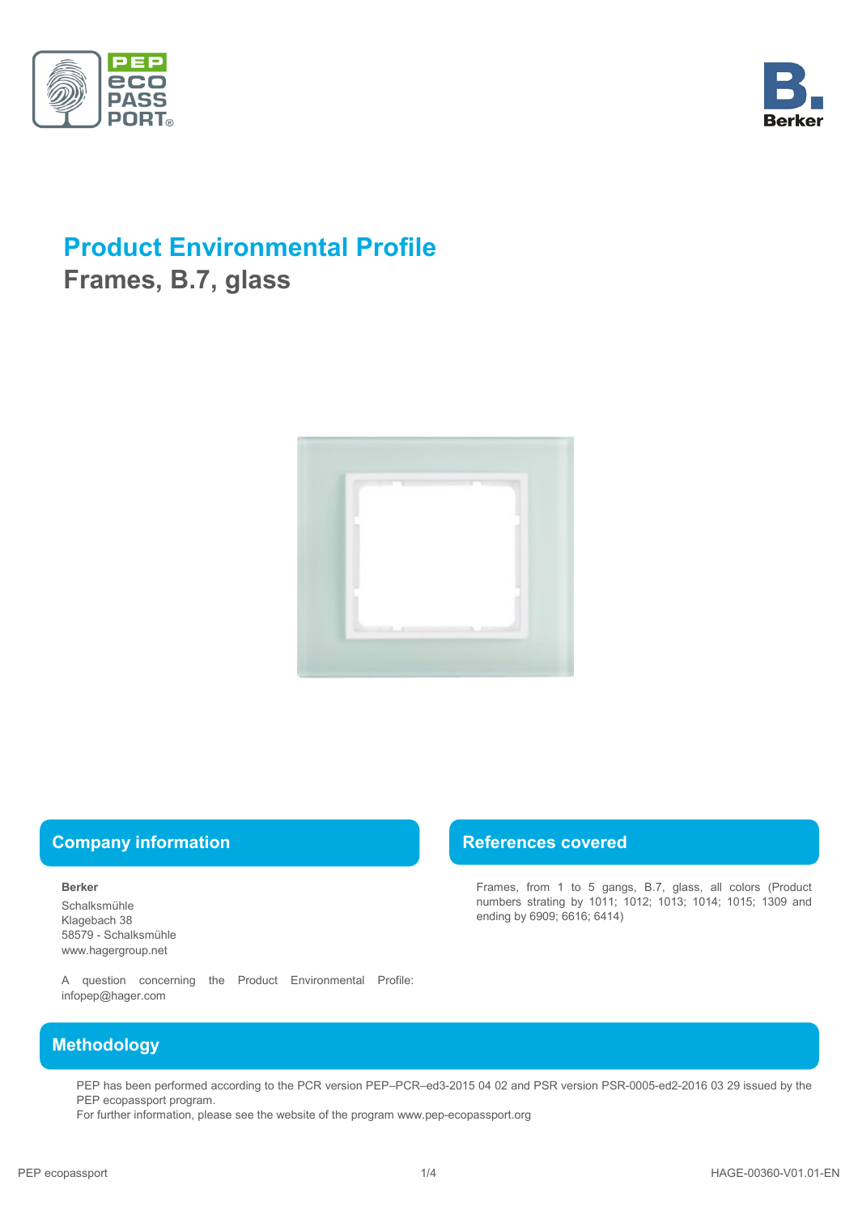# Product Environmental Profile

## Frames, B.7, glass

## Company information

**Berker**

Schalksmühle
Klagebach 38
58579 - Schalksmühle
www.hagergroup.net

A question concerning the Product Environmental Profile: infopep@hager.com

## References covered

Frames, from 1 to 5 gangs, B.7, glass, all colors (Product numbers strating by 1011; 1012; 1013; 1014; 1015; 1309 and ending by 6909; 6616; 6414)

## Methodology

PEP has been performed according to the PCR version PEP–PCR–ed3-2015 04 02 and PSR version PSR-0005-ed2-2016 03 29 issued by the PEP ecopassport program.
For further information, please see the website of the program www.pep-ecopassport.org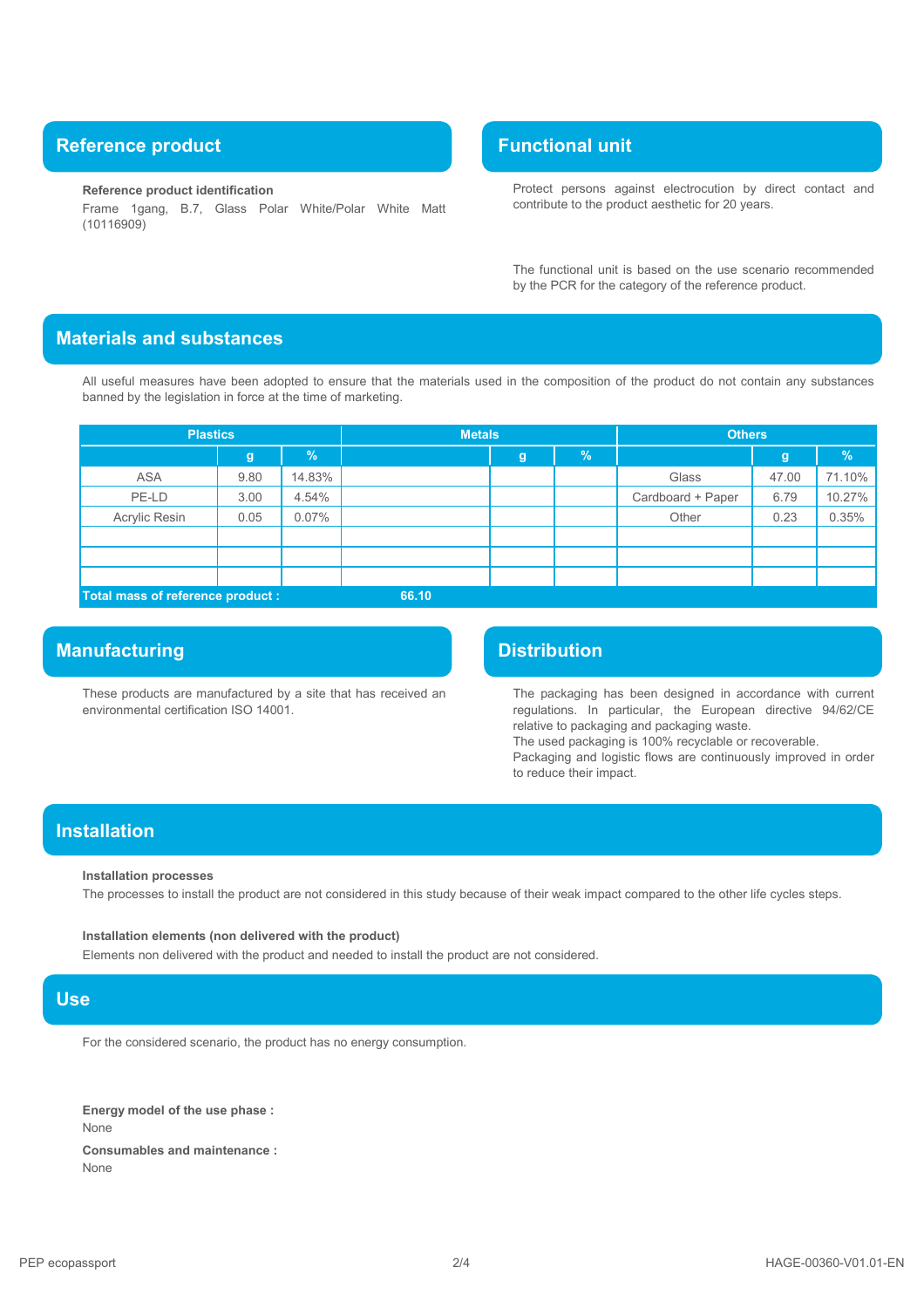## Reference product

**Reference product identification**

Frame 1gang, B.7, Glass Polar White/Polar White Matt (10116909)

## Functional unit

Protect persons against electrocution by direct contact and contribute to the product aesthetic for 20 years.

The functional unit is based on the use scenario recommended by the PCR for the category of the reference product.

## Materials and substances

All useful measures have been adopted to ensure that the materials used in the composition of the product do not contain any substances banned by the legislation in force at the time of marketing.

| Plastics | | | Metals | | | Others | | |
|---|---|---|---|---|---|---|---|---|
| | g | % | | g | % | | g | % |
| ASA | 9.80 | 14.83% | | | | Glass | 47.00 | 71.10% |
| PE-LD | 3.00 | 4.54% | | | | Cardboard + Paper | 6.79 | 10.27% |
| Acrylic Resin | 0.05 | 0.07% | | | | Other | 0.23 | 0.35% |
| | | | | | | | | |
| | | | | | | | | |
| | | | | | | | | |
| **Total mass of reference product :** | | | **66.10** | | | | | |

## Manufacturing

These products are manufactured by a site that has received an environmental certification ISO 14001.

## Distribution

The packaging has been designed in accordance with current regulations. In particular, the European directive 94/62/CE relative to packaging and packaging waste.
The used packaging is 100% recyclable or recoverable.
Packaging and logistic flows are continuously improved in order to reduce their impact.

## Installation

**Installation processes**

The processes to install the product are not considered in this study because of their weak impact compared to the other life cycles steps.

**Installation elements (non delivered with the product)**

Elements non delivered with the product and needed to install the product are not considered.

## Use

For the considered scenario, the product has no energy consumption.

**Energy model of the use phase :**
None

**Consumables and maintenance :**
None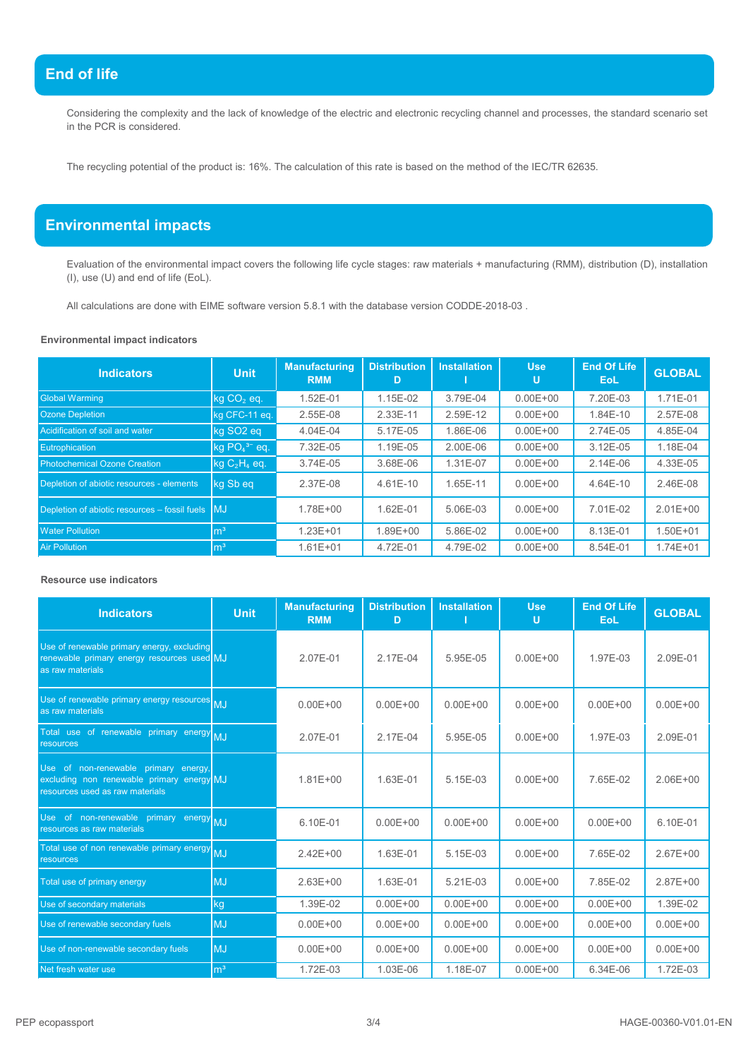## End of life

Considering the complexity and the lack of knowledge of the electric and electronic recycling channel and processes, the standard scenario set in the PCR is considered.

The recycling potential of the product is: 16%. The calculation of this rate is based on the method of the IEC/TR 62635.

## Environmental impacts

Evaluation of the environmental impact covers the following life cycle stages: raw materials + manufacturing (RMM), distribution (D), installation (I), use (U) and end of life (EoL).

All calculations are done with EIME software version 5.8.1 with the database version CODDE-2018-03 .

### Environmental impact indicators

| Indicators | Unit | Manufacturing RMM | Distribution D | Installation I | Use U | End Of Life EoL | GLOBAL |
|---|---|---|---|---|---|---|---|
| Global Warming | kg $CO_2$ eq. | 1.52E-01 | 1.15E-02 | 3.79E-04 | 0.00E+00 | 7.20E-03 | 1.71E-01 |
| Ozone Depletion | kg CFC-11 eq. | 2.55E-08 | 2.33E-11 | 2.59E-12 | 0.00E+00 | 1.84E-10 | 2.57E-08 |
| Acidification of soil and water | kg SO2 eq | 4.04E-04 | 5.17E-05 | 1.86E-06 | 0.00E+00 | 2.74E-05 | 4.85E-04 |
| Eutrophication | kg $PO_4^{3-}$ eq. | 7.32E-05 | 1.19E-05 | 2.00E-06 | 0.00E+00 | 3.12E-05 | 1.18E-04 |
| Photochemical Ozone Creation | kg $C_2H_4$ eq. | 3.74E-05 | 3.68E-06 | 1.31E-07 | 0.00E+00 | 2.14E-06 | 4.33E-05 |
| Depletion of abiotic resources - elements | kg Sb eq | 2.37E-08 | 4.61E-10 | 1.65E-11 | 0.00E+00 | 4.64E-10 | 2.46E-08 |
| Depletion of abiotic resources – fossil fuels | MJ | 1.78E+00 | 1.62E-01 | 5.06E-03 | 0.00E+00 | 7.01E-02 | 2.01E+00 |
| Water Pollution | m³ | 1.23E+01 | 1.89E+00 | 5.86E-02 | 0.00E+00 | 8.13E-01 | 1.50E+01 |
| Air Pollution | m³ | 1.61E+01 | 4.72E-01 | 4.79E-02 | 0.00E+00 | 8.54E-01 | 1.74E+01 |

### Resource use indicators

| Indicators | Unit | Manufacturing RMM | Distribution D | Installation I | Use U | End Of Life EoL | GLOBAL |
|---|---|---|---|---|---|---|---|
| Use of renewable primary energy, excluding renewable primary energy resources used as raw materials | MJ | 2.07E-01 | 2.17E-04 | 5.95E-05 | 0.00E+00 | 1.97E-03 | 2.09E-01 |
| Use of renewable primary energy resources as raw materials | MJ | 0.00E+00 | 0.00E+00 | 0.00E+00 | 0.00E+00 | 0.00E+00 | 0.00E+00 |
| Total use of renewable primary energy resources | MJ | 2.07E-01 | 2.17E-04 | 5.95E-05 | 0.00E+00 | 1.97E-03 | 2.09E-01 |
| Use of non-renewable primary energy, excluding non renewable primary energy resources used as raw materials | MJ | 1.81E+00 | 1.63E-01 | 5.15E-03 | 0.00E+00 | 7.65E-02 | 2.06E+00 |
| Use of non-renewable primary energy resources as raw materials | MJ | 6.10E-01 | 0.00E+00 | 0.00E+00 | 0.00E+00 | 0.00E+00 | 6.10E-01 |
| Total use of non renewable primary energy resources | MJ | 2.42E+00 | 1.63E-01 | 5.15E-03 | 0.00E+00 | 7.65E-02 | 2.67E+00 |
| Total use of primary energy | MJ | 2.63E+00 | 1.63E-01 | 5.21E-03 | 0.00E+00 | 7.85E-02 | 2.87E+00 |
| Use of secondary materials | kg | 1.39E-02 | 0.00E+00 | 0.00E+00 | 0.00E+00 | 0.00E+00 | 1.39E-02 |
| Use of renewable secondary fuels | MJ | 0.00E+00 | 0.00E+00 | 0.00E+00 | 0.00E+00 | 0.00E+00 | 0.00E+00 |
| Use of non-renewable secondary fuels | MJ | 0.00E+00 | 0.00E+00 | 0.00E+00 | 0.00E+00 | 0.00E+00 | 0.00E+00 |
| Net fresh water use | m³ | 1.72E-03 | 1.03E-06 | 1.18E-07 | 0.00E+00 | 6.34E-06 | 1.72E-03 |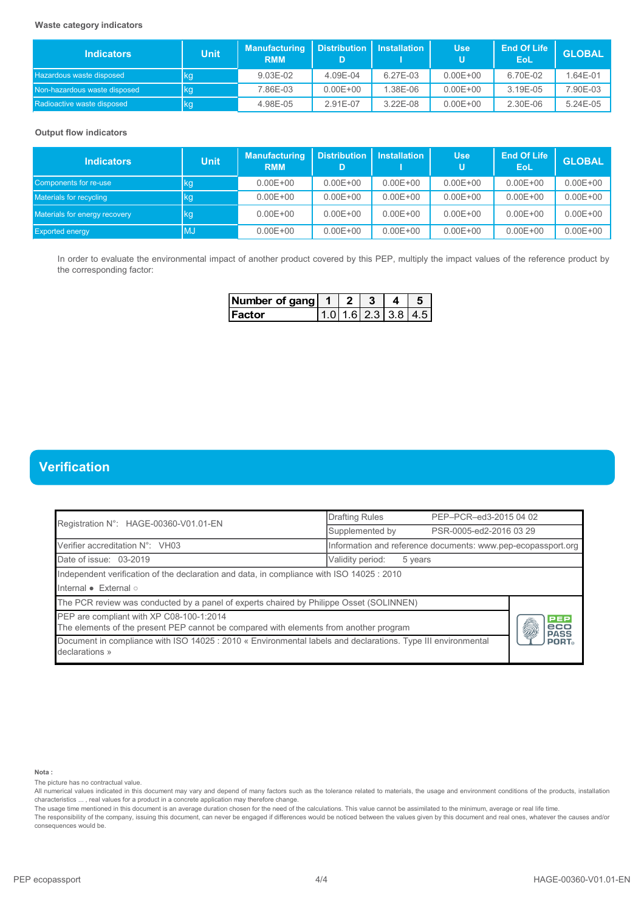**Waste category indicators**

| Indicators | Unit | Manufacturing RMM | Distribution D | Installation I | Use U | End Of Life EoL | GLOBAL |
|---|---|---|---|---|---|---|---|
| Hazardous waste disposed | kg | 9.03E-02 | 4.09E-04 | 6.27E-03 | 0.00E+00 | 6.70E-02 | 1.64E-01 |
| Non-hazardous waste disposed | kg | 7.86E-03 | 0.00E+00 | 1.38E-06 | 0.00E+00 | 3.19E-05 | 7.90E-03 |
| Radioactive waste disposed | kg | 4.98E-05 | 2.91E-07 | 3.22E-08 | 0.00E+00 | 2.30E-06 | 5.24E-05 |

**Output flow indicators**

| Indicators | Unit | Manufacturing RMM | Distribution D | Installation I | Use U | End Of Life EoL | GLOBAL |
|---|---|---|---|---|---|---|---|
| Components for re-use | kg | 0.00E+00 | 0.00E+00 | 0.00E+00 | 0.00E+00 | 0.00E+00 | 0.00E+00 |
| Materials for recycling | kg | 0.00E+00 | 0.00E+00 | 0.00E+00 | 0.00E+00 | 0.00E+00 | 0.00E+00 |
| Materials for energy recovery | kg | 0.00E+00 | 0.00E+00 | 0.00E+00 | 0.00E+00 | 0.00E+00 | 0.00E+00 |
| Exported energy | MJ | 0.00E+00 | 0.00E+00 | 0.00E+00 | 0.00E+00 | 0.00E+00 | 0.00E+00 |

In order to evaluate the environmental impact of another product covered by this PEP, multiply the impact values of the reference product by the corresponding factor:

| Number of gang | 1 | 2 | 3 | 4 | 5 |
|---|---|---|---|---|---|
| Factor | 1.0 | 1.6 | 2.3 | 3.8 | 4.5 |

## Verification

| | | |
|---|---|---|
| Registration N°: HAGE-00360-V01.01-EN | Drafting Rules | PEP–PCR–ed3-2015 04 02 |
| | Supplemented by | PSR-0005-ed2-2016 03 29 |
| Verifier accreditation N°: VH03 | Information and reference documents: www.pep-ecopassport.org | |
| Date of issue: 03-2019 | Validity period: 5 years | |
| Independent verification of the declaration and data, in compliance with ISO 14025 : 2010<br>Internal ● External ○ | | |
| The PCR review was conducted by a panel of experts chaired by Philippe Osset (SOLINNEN) | | PEP eco PASSPORT |
| PEP are compliant with XP C08-100-1:2014<br>The elements of the present PEP cannot be compared with elements from another program | | |
| Document in compliance with ISO 14025 : 2010 « Environmental labels and declarations. Type III environmental declarations » | | |

**Nota :**

The picture has no contractual value.

All numerical values indicated in this document may vary and depend of many factors such as the tolerance related to materials, the usage and environment conditions of the products, installation characteristics ... , real values for a product in a concrete application may therefore change.

The usage time mentioned in this document is an average duration chosen for the need of the calculations. This value cannot be assimilated to the minimum, average or real life time.

The responsibility of the company, issuing this document, can never be engaged if differences would be noticed between the values given by this document and real ones, whatever the causes and/or consequences would be.